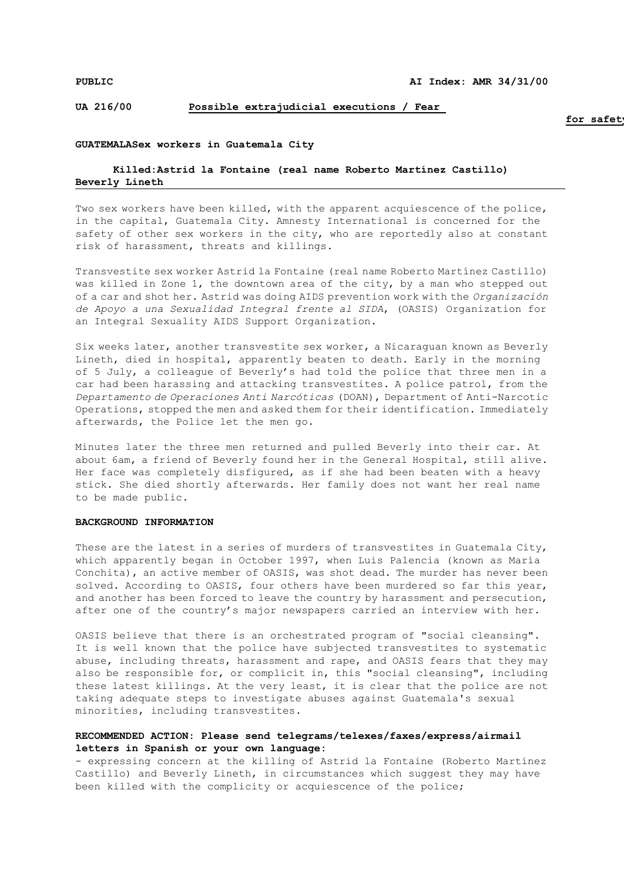**PUBLIC** **AI Index: AMR 34/31/00**

**UA 216/00** **Possible extrajudicial executions / Fear for safety**

**GUATEMALASex workers in Guatemala City**

**Killed:Astrid la Fontaine (real name Roberto Martínez Castillo) Beverly Lineth**

Two sex workers have been killed, with the apparent acquiescence of the police, in the capital, Guatemala City. Amnesty International is concerned for the safety of other sex workers in the city, who are reportedly also at constant risk of harassment, threats and killings.

Transvestite sex worker Astrid la Fontaine (real name Roberto Martínez Castillo) was killed in Zone 1, the downtown area of the city, by a man who stepped out of a car and shot her. Astrid was doing AIDS prevention work with the *Organización de Apoyo a una Sexualidad Integral frente al SIDA*, (OASIS) Organization for an Integral Sexuality AIDS Support Organization.

Six weeks later, another transvestite sex worker, a Nicaraguan known as Beverly Lineth, died in hospital, apparently beaten to death. Early in the morning of 5 July, a colleague of Beverly's had told the police that three men in a car had been harassing and attacking transvestites. A police patrol, from the *Departamento de Operaciones Anti Narcóticas* (DOAN), Department of Anti-Narcotic Operations, stopped the men and asked them for their identification. Immediately afterwards, the Police let the men go.

Minutes later the three men returned and pulled Beverly into their car. At about 6am, a friend of Beverly found her in the General Hospital, still alive. Her face was completely disfigured, as if she had been beaten with a heavy stick. She died shortly afterwards. Her family does not want her real name to be made public.

**BACKGROUND INFORMATION**

These are the latest in a series of murders of transvestites in Guatemala City, which apparently began in October 1997, when Luis Palencia (known as María Conchita), an active member of OASIS, was shot dead. The murder has never been solved. According to OASIS, four others have been murdered so far this year, and another has been forced to leave the country by harassment and persecution, after one of the country's major newspapers carried an interview with her.

OASIS believe that there is an orchestrated program of "social cleansing". It is well known that the police have subjected transvestites to systematic abuse, including threats, harassment and rape, and OASIS fears that they may also be responsible for, or complicit in, this "social cleansing", including these latest killings. At the very least, it is clear that the police are not taking adequate steps to investigate abuses against Guatemala's sexual minorities, including transvestites.

**RECOMMENDED ACTION: Please send telegrams/telexes/faxes/express/airmail letters in Spanish or your own language:**

- expressing concern at the killing of Astrid la Fontaine (Roberto Martínez Castillo) and Beverly Lineth, in circumstances which suggest they may have been killed with the complicity or acquiescence of the police;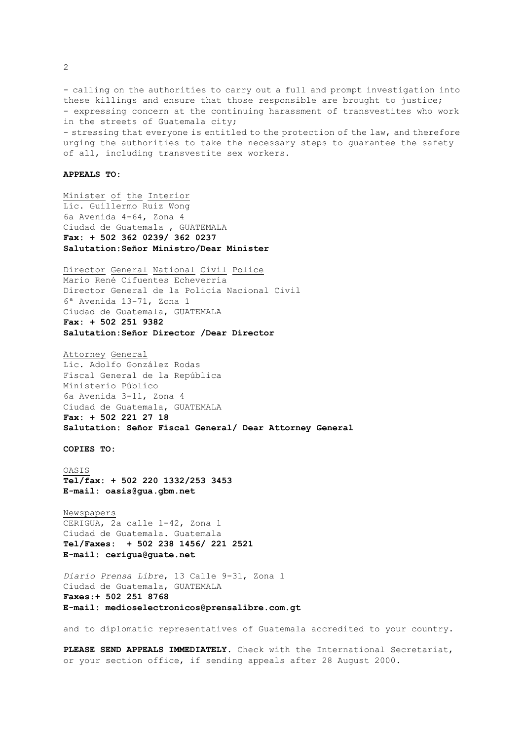- calling on the authorities to carry out a full and prompt investigation into these killings and ensure that those responsible are brought to justice;
- expressing concern at the continuing harassment of transvestites who work in the streets of Guatemala city;
- stressing that everyone is entitled to the protection of the law, and therefore urging the authorities to take the necessary steps to guarantee the safety of all, including transvestite sex workers.

**APPEALS TO:**

Minister of the Interior
Lic. Guillermo Ruiz Wong
6a Avenida 4-64, Zona 4
Ciudad de Guatemala , GUATEMALA
**Fax: + 502 362 0239/ 362 0237**
**Salutation:Señor Ministro/Dear Minister**

Director General National Civil Police
Mario René Cifuentes Echeverría
Director General de la Policía Nacional Civil
6ª Avenida 13-71, Zona 1
Ciudad de Guatemala, GUATEMALA
**Fax: + 502 251 9382**
**Salutation:Señor Director /Dear Director**

Attorney General
Lic. Adolfo González Rodas
Fiscal General de la República
Ministerio Público
6a Avenida 3-11, Zona 4
Ciudad de Guatemala, GUATEMALA
**Fax: + 502 221 27 18**
**Salutation: Señor Fiscal General/ Dear Attorney General**

**COPIES TO:**

OASIS
**Tel/fax: + 502 220 1332/253 3453**
**E-mail: oasis@gua.gbm.net**

Newspapers
CERIGUA, 2a calle 1-42, Zona 1
Ciudad de Guatemala. Guatemala
**Tel/Faxes: + 502 238 1456/ 221 2521**
**E-mail: cerigua@guate.net**

*Diario Prensa Libre*, 13 Calle 9-31, Zona l
Ciudad de Guatemala, GUATEMALA
**Faxes:+ 502 251 8768**
**E-mail: medioselectronicos@prensalibre.com.gt**

and to diplomatic representatives of Guatemala accredited to your country.

**PLEASE SEND APPEALS IMMEDIATELY.** Check with the International Secretariat, or your section office, if sending appeals after 28 August 2000.